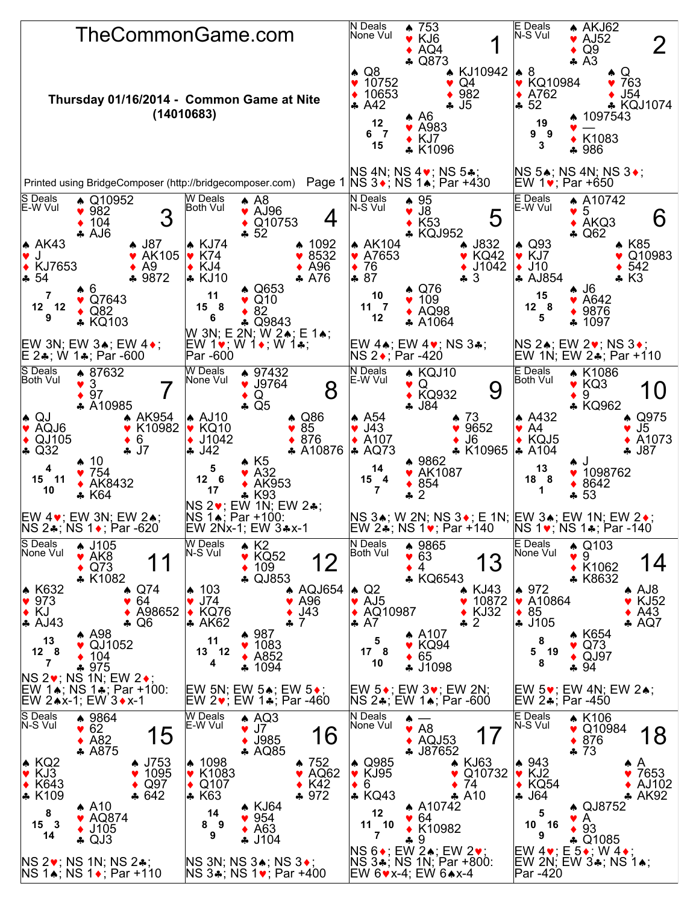# TheCommonGame.com

**Thursday 01/16/2014 - Common Game at Nite (14010683)**

Printed using BridgeComposer (http://bridgecomposer.com)

---

## Board 1

N Deals, None Vul

- North: ♠ 753 ♥ KJ6 ♦ AQ4 ♣ Q873
- West: ♠ Q8 ♥ 10752 ♦ 10653 ♣ A42
- East: ♠ KJ10942 ♥ Q4 ♦ 982 ♣ J5
- South: ♠ A6 ♥ A983 ♦ KJ7 ♣ K1096

HCP: N 12, W 6, E 7, S 15

NS 4N; NS 4♥; NS 5♣; NS 3♦; NS 1♠; Par +430

## Board 2

E Deals, N-S Vul

- North: ♠ AKJ62 ♥ AJ52 ♦ Q9 ♣ A3
- West: ♠ 8 ♥ KQ10984 ♦ A762 ♣ 52
- East: ♠ Q ♥ 763 ♦ J54 ♣ KQJ1074
- South: ♠ 1097543 ♥ — ♦ K1083 ♣ 986

HCP: N 19, W 9, E 9, S 3

NS 5♠; NS 4N; NS 3♦; EW 1♥; Par +650

## Board 3

S Deals, E-W Vul

- North: ♠ Q10952 ♥ 982 ♦ 104 ♣ AJ6
- West: ♠ AK43 ♥ J ♦ KJ7653 ♣ 54
- East: ♠ J87 ♥ AK105 ♦ A9 ♣ 9872
- South: ♠ 6 ♥ Q7643 ♦ Q82 ♣ KQ103

HCP: N 7, W 12, E 12, S 9

EW 3N; EW 3♠; EW 4♦; E 2♣; W 1♣; Par -600

## Board 4

W Deals, Both Vul

- North: ♠ A8 ♥ AJ96 ♦ Q10753 ♣ 52
- West: ♠ KJ74 ♥ K74 ♦ KJ4 ♣ KJ10
- East: ♠ 1092 ♥ 8532 ♦ A96 ♣ A76
- South: ♠ Q653 ♥ Q10 ♦ 82 ♣ Q9843

HCP: N 11, W 15, E 8, S 6

W 3N; E 2N; W 2♠; E 1♠; EW 1♥; W 1♦; W 1♣; Par -600

## Board 5

N Deals, N-S Vul

- North: ♠ 95 ♥ J8 ♦ K53 ♣ KQJ952
- West: ♠ AK104 ♥ A7653 ♦ 76 ♣ 87
- East: ♠ J832 ♥ KQ42 ♦ J1042 ♣ 3
- South: ♠ Q76 ♥ 109 ♦ AQ98 ♣ A1064

HCP: N 10, W 11, E 7, S 12

EW 4♠; EW 4♥; NS 3♣; NS 2♦; Par -420

## Board 6

E Deals, E-W Vul

- North: ♠ A10742 ♥ 5 ♦ AKQ3 ♣ Q62
- West: ♠ Q93 ♥ KJ7 ♦ J10 ♣ AJ854
- East: ♠ K85 ♥ Q10983 ♦ 542 ♣ K3
- South: ♠ J6 ♥ A642 ♦ 9876 ♣ 1097

HCP: N 15, W 12, E 8, S 5

NS 2♠; EW 2♥; NS 3♦; EW 1N; EW 2♣; Par +110

## Board 7

S Deals, Both Vul

- North: ♠ 87632 ♥ 3 ♦ 97 ♣ A10985
- West: ♠ QJ ♥ AQJ6 ♦ QJ105 ♣ Q32
- East: ♠ AK954 ♥ K10982 ♦ 6 ♣ J7
- South: ♠ 10 ♥ 754 ♦ AK8432 ♣ K64

HCP: N 4, W 15, E 11, S 10

EW 4♥; EW 3N; EW 2♠; NS 2♣; NS 1♦; Par -620

## Board 8

W Deals, None Vul

- North: ♠ 97432 ♥ J9764 ♦ Q ♣ Q5
- West: ♠ AJ10 ♥ KQ10 ♦ J1042 ♣ J42
- East: ♠ Q86 ♥ 85 ♦ 876 ♣ A10876
- South: ♠ K5 ♥ A32 ♦ AK953 ♣ K93

HCP: N 5, W 12, E 6, S 17

NS 2♥; EW 1N; EW 2♣; NS 1♠; Par +100: EW 2Nx-1; EW 3♣x-1

## Board 9

N Deals, E-W Vul

- North: ♠ KQJ10 ♥ Q ♦ KQ932 ♣ J84
- West: ♠ A54 ♥ J43 ♦ A107 ♣ AQ73
- East: ♠ 73 ♥ 9652 ♦ J6 ♣ K10965
- South: ♠ 9862 ♥ AK1087 ♦ 854 ♣ 2

HCP: N 14, W 15, E 4, S 7

NS 3♠; W 2N; NS 3♦; E 1N; EW 2♣; NS 1♥; Par +140

## Board 10

S Deals, Both Vul

- North: ♠ K1086 ♥ KQ3 ♦ 9 ♣ KQ962
- West: ♠ A432 ♥ A4 ♦ KQJ5 ♣ A104
- East: ♠ Q975 ♥ J5 ♦ A1073 ♣ J87
- South: ♠ J ♥ 1098762 ♦ 8642 ♣ 53

HCP: N 13, W 18, E 8, S 1

EW 3♠; EW 1N; EW 2♦; NS 1♥; NS 1♣; Par -140

## Board 11

S Deals, None Vul

- North: ♠ J105 ♥ AK8 ♦ Q73 ♣ K1082
- West: ♠ K632 ♥ 973 ♦ KJ ♣ AJ43
- East: ♠ Q74 ♥ 64 ♦ A98652 ♣ Q6
- South: ♠ A98 ♥ QJ1052 ♦ 104 ♣ 975

HCP: N 13, W 12, E 8, S 7

NS 2♥; NS 1N; EW 2♦; EW 1♠; NS 1♣; Par +100: EW 2♠x-1; EW 3♦x-1

## Board 12

W Deals, N-S Vul

- North: ♠ K2 ♥ KQ52 ♦ 109 ♣ QJ853
- West: ♠ 103 ♥ J74 ♦ KQ76 ♣ AK62
- East: ♠ AQJ654 ♥ A96 ♦ J43 ♣ 7
- South: ♠ 987 ♥ 1083 ♦ A852 ♣ 1094

HCP: N 11, W 13, E 12, S 4

EW 5N; EW 5♠; EW 5♦; EW 2♥; EW 1♣; Par -460

## Board 13

N Deals, Both Vul

- North: ♠ 9865 ♥ 63 ♦ 4 ♣ KQ6543
- West: ♠ Q2 ♥ AJ5 ♦ AQ10987 ♣ A7
- East: ♠ KJ43 ♥ 10872 ♦ KJ32 ♣ 2
- South: ♠ A107 ♥ KQ94 ♦ 65 ♣ J1098

HCP: N 5, W 17, E 8, S 10

EW 5♦; EW 3♥; EW 2N; NS 2♣; EW 1♠; Par -600

## Board 14

E Deals, None Vul

- North: ♠ Q103 ♥ 9 ♦ K1062 ♣ K8632
- West: ♠ 972 ♥ A10864 ♦ 85 ♣ J105
- East: ♠ AJ8 ♥ KJ52 ♦ A43 ♣ AQ7
- South: ♠ K654 ♥ Q73 ♦ QJ97 ♣ 94

HCP: N 8, W 5, E 19, S 8

EW 5♥; EW 4N; EW 2♠; EW 2♣; Par -450

## Board 15

S Deals, N-S Vul

- North: ♠ 9864 ♥ 62 ♦ A82 ♣ A875
- West: ♠ KQ2 ♥ KJ3 ♦ K643 ♣ K109
- East: ♠ J753 ♥ 1095 ♦ Q97 ♣ 642
- South: ♠ A10 ♥ AQ874 ♦ J105 ♣ QJ3

HCP: N 8, W 15, E 3, S 14

NS 2♥; NS 1N; NS 2♣; NS 1♠; NS 1♦; Par +110

## Board 16

W Deals, E-W Vul

- North: ♠ AQ3 ♥ J7 ♦ J985 ♣ AQ85
- West: ♠ 1098 ♥ K1083 ♦ Q107 ♣ K63
- East: ♠ 752 ♥ AQ62 ♦ K42 ♣ 972
- South: ♠ KJ64 ♥ 954 ♦ A63 ♣ J104

HCP: N 14, W 8, E 9, S 9

NS 3N; NS 3♠; NS 3♦; NS 3♣; NS 1♥; Par +400

## Board 17

N Deals, None Vul

- North: ♠ — ♥ A8 ♦ AQJ53 ♣ J87652
- West: ♠ Q985 ♥ KJ95 ♦ 6 ♣ KQ43
- East: ♠ KJ63 ♥ Q10732 ♦ 74 ♣ A10
- South: ♠ A10742 ♥ 64 ♦ K10982 ♣ 9

HCP: N 12, W 11, E 10, S 7

NS 6♦; EW 2♠; EW 2♥; NS 3♣; NS 1N; Par +800: EW 6♥x-4; EW 6♠x-4

## Board 18

E Deals, N-S Vul

- North: ♠ K106 ♥ Q10984 ♦ 876 ♣ 73
- West: ♠ 943 ♥ KJ2 ♦ KQ54 ♣ J64
- East: ♠ A ♥ 7653 ♦ AJ102 ♣ AK92
- South: ♠ QJ8752 ♥ A ♦ 93 ♣ Q1085

HCP: N 5, W 10, E 16, S 9

EW 4♥; E 5♦; W 4♦; EW 2N; EW 3♣; NS 1♠; Par -420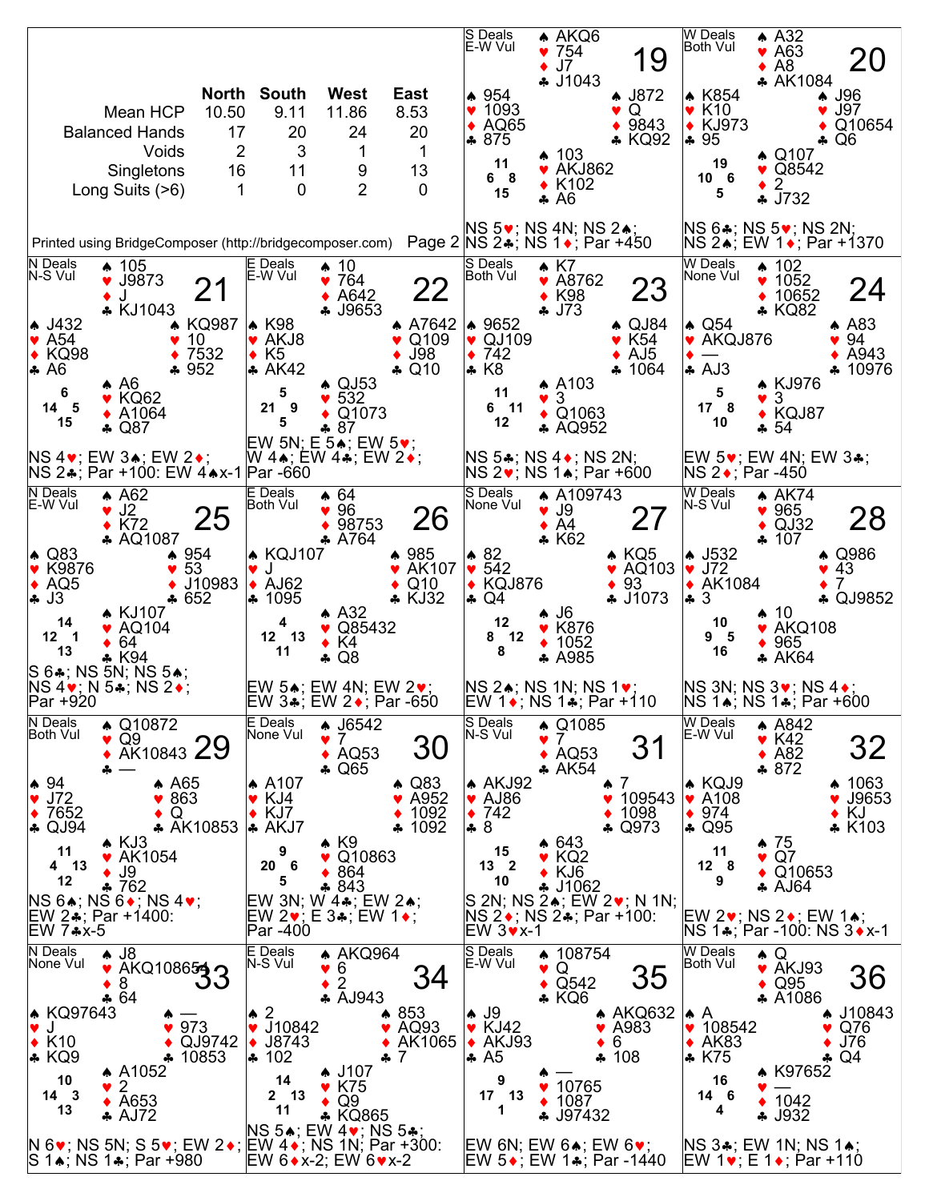| | North | South | West | East |
|---|---|---|---|---|
| Mean HCP | 10.50 | 9.11 | 11.86 | 8.53 |
| Balanced Hands | 17 | 20 | 24 | 20 |
| Voids | 2 | 3 | 1 | 1 |
| Singletons | 16 | 11 | 9 | 13 |
| Long Suits (>6) | 1 | 0 | 2 | 0 |

Printed using BridgeComposer (http://bridgecomposer.com)

## Board 19

S Deals, E-W Vul

North: ♠ AKQ6 ♥ 754 ♦ J7 ♣ J1043
West: ♠ 954 ♥ 1093 ♦ AQ65 ♣ 875
East: ♠ J872 ♥ Q ♦ 9843 ♣ KQ92
South: ♠ 103 ♥ AKJ862 ♦ K102 ♣ A6

HCP: N 11, W 6, E 8, S 15

NS 5♥; NS 4N; NS 2♠; NS 2♣; NS 1♦; Par +450

## Board 20

W Deals, Both Vul

North: ♠ A32 ♥ A63 ♦ A8 ♣ AK1084
West: ♠ K854 ♥ K10 ♦ KJ973 ♣ 95
East: ♠ J96 ♥ J97 ♦ Q10654 ♣ Q6
South: ♠ Q107 ♥ Q8542 ♦ 2 ♣ J732

HCP: N 19, W 10, E 6, S 5

NS 6♣; NS 5♥; NS 2N; NS 2♠; EW 1♦; Par +1370

## Board 21

N Deals, N-S Vul

North: ♠ 105 ♥ J9873 ♦ J ♣ KJ1043
West: ♠ J432 ♥ A54 ♦ KQ98 ♣ A6
East: ♠ KQ987 ♥ 10 ♦ 7532 ♣ 952
South: ♠ A6 ♥ KQ62 ♦ A1064 ♣ Q87

HCP: N 6, W 14, E 5, S 15

NS 4♥; EW 3♠; EW 2♦; NS 2♣; Par +100: EW 4♠x-1

## Board 22

E Deals, E-W Vul

North: ♠ 10 ♥ 764 ♦ A642 ♣ J9653
West: ♠ K98 ♥ AKJ8 ♦ K5 ♣ AK42
East: ♠ A7642 ♥ Q109 ♦ J98 ♣ Q10
South: ♠ QJ53 ♥ 532 ♦ Q1073 ♣ 87

HCP: N 5, W 21, E 9, S 5

EW 5N; E 5♠; EW 5♥; W 4♠; EW 4♣; EW 2♦; Par -660

## Board 23

S Deals, Both Vul

North: ♠ K7 ♥ A8762 ♦ K98 ♣ J73
West: ♠ 9652 ♥ QJ109 ♦ 742 ♣ K8
East: ♠ QJ84 ♥ K54 ♦ AJ5 ♣ 1064
South: ♠ A103 ♥ 3 ♦ Q1063 ♣ AQ952

HCP: N 11, W 6, E 11, S 12

NS 5♣; NS 4♦; NS 2N; NS 2♥; NS 1♠; Par +600

## Board 24

W Deals, None Vul

North: ♠ 102 ♥ 1052 ♦ 10652 ♣ KQ82
West: ♠ Q54 ♥ AKQJ876 ♦ — ♣ AJ3
East: ♠ A83 ♥ 94 ♦ A943 ♣ 10976
South: ♠ KJ976 ♥ 3 ♦ KQJ87 ♣ 54

HCP: N 5, W 17, E 8, S 10

EW 5♥; EW 4N; EW 3♣; NS 2♦; Par -450

## Board 25

N Deals, E-W Vul

North: ♠ A62 ♥ J2 ♦ K72 ♣ AQ1087
West: ♠ Q83 ♥ K9876 ♦ AQ5 ♣ J3
East: ♠ 954 ♥ 53 ♦ J10983 ♣ 652
South: ♠ KJ107 ♥ AQ104 ♦ 64 ♣ K94

HCP: N 14, W 12, E 1, S 13

S 6♣; NS 5N; NS 5♠; NS 4♥; N 5♣; NS 2♦; Par +920

## Board 26

E Deals, Both Vul

North: ♠ 64 ♥ 96 ♦ 98753 ♣ A764
West: ♠ KQJ107 ♥ J ♦ AJ62 ♣ 1095
East: ♠ 985 ♥ AK107 ♦ Q10 ♣ KJ32
South: ♠ A32 ♥ Q85432 ♦ K4 ♣ Q8

HCP: N 4, W 12, E 13, S 11

EW 5♠; EW 4N; EW 2♥; EW 3♣; EW 2♦; Par -650

## Board 27

S Deals, None Vul

North: ♠ A109743 ♥ J9 ♦ A4 ♣ K62
West: ♠ 82 ♥ 542 ♦ KQJ876 ♣ Q4
East: ♠ KQ5 ♥ AQ103 ♦ 93 ♣ J1073
South: ♠ J6 ♥ K876 ♦ 1052 ♣ A985

HCP: N 12, W 8, E 12, S 8

NS 2♠; NS 1N; NS 1♥; EW 1♦; NS 1♣; Par +110

## Board 28

W Deals, N-S Vul

North: ♠ AK74 ♥ 965 ♦ QJ32 ♣ 107
West: ♠ J532 ♥ J72 ♦ AK1084 ♣ 3
East: ♠ Q986 ♥ 43 ♦ 7 ♣ QJ9852
South: ♠ 10 ♥ AKQ108 ♦ 965 ♣ AK64

HCP: N 10, W 9, E 5, S 16

NS 3N; NS 3♥; NS 4♦; NS 1♠; NS 1♣; Par +600

## Board 29

N Deals, Both Vul

North: ♠ Q10872 ♥ Q9 ♦ AK10843 ♣ —
West: ♠ 94 ♥ J72 ♦ 7652 ♣ QJ94
East: ♠ A65 ♥ 863 ♦ Q ♣ AK10853
South: ♠ KJ3 ♥ AK1054 ♦ J9 ♣ 762

HCP: N 11, W 4, E 13, S 12

NS 6♠; NS 6♦; NS 4♥; EW 2♣; Par +1400: EW 7♣x-5

## Board 30

E Deals, None Vul

North: ♠ J6542 ♥ 7 ♦ AQ53 ♣ Q65
West: ♠ A107 ♥ KJ4 ♦ KJ7 ♣ AKJ7
East: ♠ Q83 ♥ A952 ♦ 1092 ♣ 1092
South: ♠ K9 ♥ Q10863 ♦ 864 ♣ 843

HCP: N 9, W 20, E 6, S 5

EW 3N; W 4♣; EW 2♠; EW 2♥; E 3♣; EW 1♦; Par -400

## Board 31

S Deals, N-S Vul

North: ♠ Q1085 ♥ 7 ♦ AQ53 ♣ AK54
West: ♠ AKJ92 ♥ AJ86 ♦ 742 ♣ 8
East: ♠ 7 ♥ 109543 ♦ 1098 ♣ Q973
South: ♠ 643 ♥ KQ2 ♦ KJ6 ♣ J1062

HCP: N 15, W 13, E 2, S 10

S 2N; NS 2♠; EW 2♥; N 1N; NS 2♦; NS 2♣; Par +100: EW 3♥x-1

## Board 32

W Deals, E-W Vul

North: ♠ A842 ♥ K42 ♦ A82 ♣ 872
West: ♠ KQJ9 ♥ A108 ♦ 974 ♣ Q95
East: ♠ 1063 ♥ J9653 ♦ KJ ♣ K103
South: ♠ 75 ♥ Q7 ♦ Q10653 ♣ AJ64

HCP: N 11, W 12, E 8, S 9

EW 2♥; NS 2♦; EW 1♠; NS 1♣; Par -100: NS 3♦x-1

## Board 33

N Deals, None Vul

North: ♠ J8 ♥ AKQ108654 ♦ 8 ♣ 64
West: ♠ KQ97643 ♥ J ♦ K10 ♣ KQ9
East: ♠ — ♥ 973 ♦ QJ9742 ♣ 10853
South: ♠ A1052 ♥ 2 ♦ A653 ♣ AJ72

HCP: N 10, W 14, E 3, S 13

N 6♥; NS 5N; S 5♥; EW 2♦; S 1♠; NS 1♣; Par +980

## Board 34

E Deals, N-S Vul

North: ♠ AKQ964 ♥ 6 ♦ 2 ♣ AJ943
West: ♠ 2 ♥ J10842 ♦ J8743 ♣ 102
East: ♠ 853 ♥ AQ93 ♦ AK1065 ♣ 7
South: ♠ J107 ♥ K75 ♦ Q9 ♣ KQ865

HCP: N 14, W 2, E 13, S 11

NS 5♠; EW 4♥; NS 5♣; EW 4♦; NS 1N; Par +300: EW 6♦x-2; EW 6♥x-2

## Board 35

S Deals, E-W Vul

North: ♠ 108754 ♥ Q ♦ Q542 ♣ KQ6
West: ♠ J9 ♥ KJ42 ♦ AKJ93 ♣ A5
East: ♠ AKQ632 ♥ A983 ♦ 6 ♣ 108
South: ♠ — ♥ 10765 ♦ 1087 ♣ J97432

HCP: N 9, W 17, E 13, S 1

EW 6N; EW 6♠; EW 6♥; EW 5♦; EW 1♣; Par -1440

## Board 36

W Deals, Both Vul

North: ♠ Q ♥ AKJ93 ♦ Q95 ♣ A1086
West: ♠ A ♥ 108542 ♦ AK83 ♣ K75
East: ♠ J10843 ♥ Q76 ♦ J76 ♣ Q4
South: ♠ K97652 ♥ — ♦ 1042 ♣ J932

HCP: N 16, W 14, E 6, S 4

NS 3♣; EW 1N; NS 1♠; EW 1♥; E 1♦; Par +110